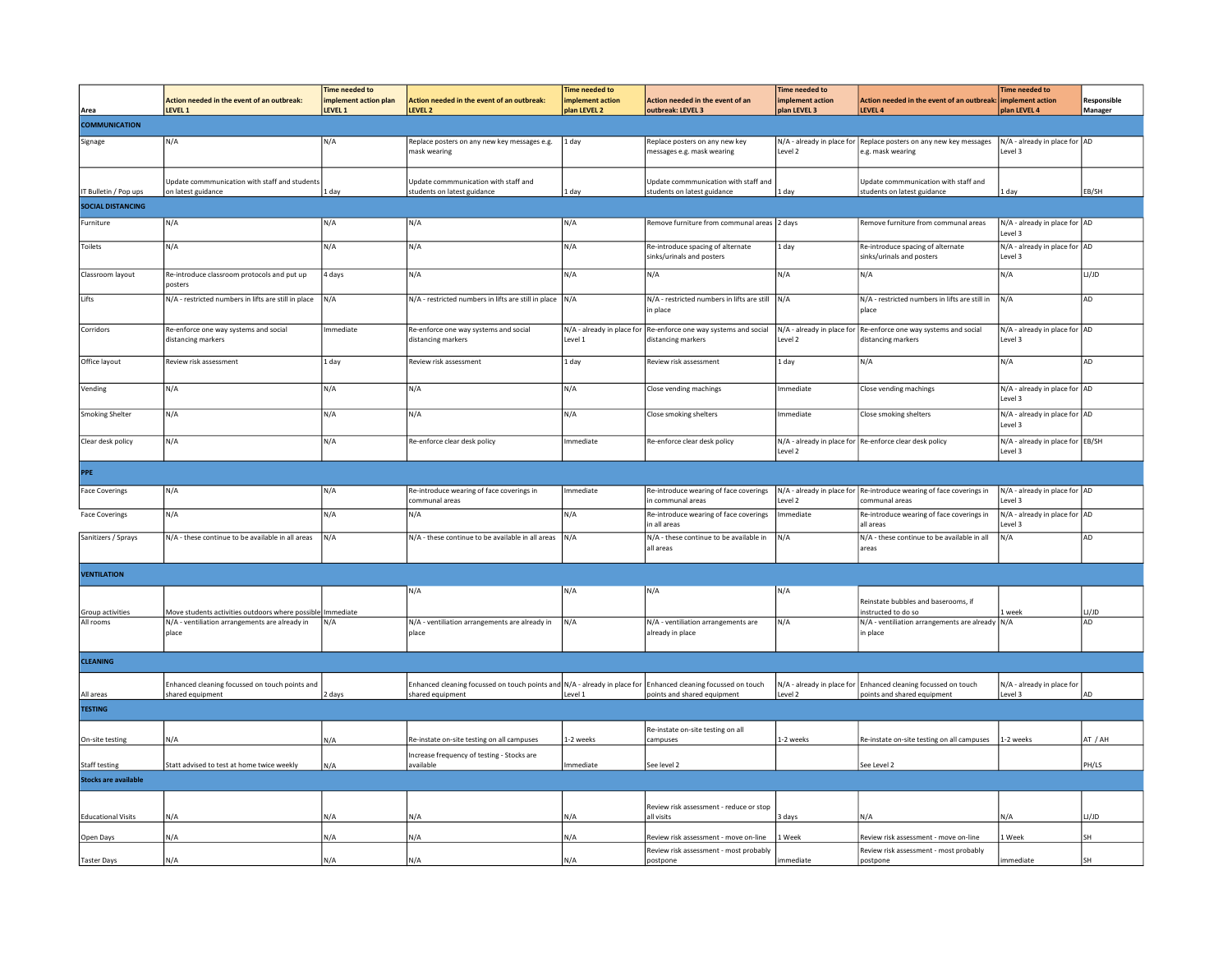| Area | Action needed in the event of an outbreak: LEVEL 1 | Time needed to implement action plan LEVEL 1 | Action needed in the event of an outbreak: LEVEL 2 | Time needed to implement action plan LEVEL 2 | Action needed in the event of an outbreak: LEVEL 3 | Time needed to implement action plan LEVEL 3 | Action needed in the event of an outbreak: LEVEL 4 | Time needed to implement action plan LEVEL 4 | Responsible Manager |
|---|---|---|---|---|---|---|---|---|---|
| **COMMUNICATION** | | | | | | | | | |
| Signage | N/A | N/A | Replace posters on any new key messages e.g. mask wearing | 1 day | Replace posters on any new key messages e.g. mask wearing | N/A - already in place for Level 2 | Replace posters on any new key messages e.g. mask wearing | N/A - already in place for Level 3 | AD |
| IT Bulletin / Pop ups | Update commmunication with staff and students on latest guidance | 1 day | Update commmunication with staff and students on latest guidance | 1 day | Update commmunication with staff and students on latest guidance | 1 day | Update commmunication with staff and students on latest guidance | 1 day | EB/SH |
| **SOCIAL DISTANCING** | | | | | | | | | |
| Furniture | N/A | N/A | N/A | N/A | Remove furniture from communal areas | 2 days | Remove furniture from communal areas | N/A - already in place for Level 3 | AD |
| Toilets | N/A | N/A | N/A | N/A | Re-introduce spacing of alternate sinks/urinals and posters | 1 day | Re-introduce spacing of alternate sinks/urinals and posters | N/A - already in place for Level 3 | AD |
| Classroom layout | Re-introduce classroom protocols and put up posters | 4 days | N/A | N/A | N/A | N/A | N/A | N/A | LJ/JD |
| Lifts | N/A - restricted numbers in lifts are still in place | N/A | N/A - restricted numbers in lifts are still in place | N/A | N/A - restricted numbers in lifts are still in place | N/A | N/A - restricted numbers in lifts are still in place | N/A | AD |
| Corridors | Re-enforce one way systems and social distancing markers | Immediate | Re-enforce one way systems and social distancing markers | N/A - already in place for Level 1 | Re-enforce one way systems and social distancing markers | N/A - already in place for Level 2 | Re-enforce one way systems and social distancing markers | N/A - already in place for Level 3 | AD |
| Office layout | Review risk assessment | 1 day | Review risk assessment | 1 day | Review risk assessment | 1 day | N/A | N/A | AD |
| Vending | N/A | N/A | N/A | N/A | Close vending machings | Immediate | Close vending machings | N/A - already in place for Level 3 | AD |
| Smoking Shelter | N/A | N/A | N/A | N/A | Close smoking shelters | Immediate | Close smoking shelters | N/A - already in place for Level 3 | AD |
| Clear desk policy | N/A | N/A | Re-enforce clear desk policy | Immediate | Re-enforce clear desk policy | N/A - already in place for Level 2 | Re-enforce clear desk policy | N/A - already in place for Level 3 | EB/SH |
| **PPE** | | | | | | | | | |
| Face Coverings | N/A | N/A | Re-introduce wearing of face coverings in communal areas | Immediate | Re-introduce wearing of face coverings in communal areas | N/A - already in place for Level 2 | Re-introduce wearing of face coverings in communal areas | N/A - already in place for Level 3 | AD |
| Face Coverings | N/A | N/A | N/A | N/A | Re-introduce wearing of face coverings in all areas | Immediate | Re-introduce wearing of face coverings in all areas | N/A - already in place for Level 3 | AD |
| Sanitizers / Sprays | N/A - these continue to be available in all areas | N/A | N/A - these continue to be available in all areas | N/A | N/A - these continue to be available in all areas | N/A | N/A - these continue to be available in all areas | N/A | AD |
| **VENTILATION** | | | | | | | | | |
| Group activities | Move students activities outdoors where possible | Immediate | N/A | N/A | N/A | N/A | Reinstate bubbles and baserooms, if instructed to do so | 1 week | LJ/JD |
| All rooms | N/A - ventilation arrangements are already in place | N/A | N/A - ventilation arrangements are already in place | N/A | N/A - ventilation arrangements are already in place | N/A | N/A - ventilation arrangements are already in place | N/A | AD |
| **CLEANING** | | | | | | | | | |
| All areas | Enhanced cleaning focussed on touch points and shared equipment | 2 days | Enhanced cleaning focussed on touch points and shared equipment | N/A - already in place for Level 1 | Enhanced cleaning focussed on touch points and shared equipment | N/A - already in place for Level 2 | Enhanced cleaning focussed on touch points and shared equipment | N/A - already in place for Level 3 | AD |
| **TESTING** | | | | | | | | | |
| On-site testing | N/A | N/A | Re-instate on-site testing on all campuses | 1-2 weeks | Re-instate on-site testing on all campuses | 1-2 weeks | Re-instate on-site testing on all campuses | 1-2 weeks | AT / AH |
| Staff testing | Statt advised to test at home twice weekly | N/A | Increase frequency of testing - Stocks are available | Immediate | See level 2 | | See Level 2 | | PH/LS |
| **Stocks are available** | | | | | | | | | |
| Educational Visits | N/A | N/A | N/A | N/A | Review risk assessment - reduce or stop all visits | 3 days | N/A | N/A | LJ/JD |
| Open Days | N/A | N/A | N/A | N/A | Review risk assessment - move on-line | 1 Week | Review risk assessment - move on-line | 1 Week | SH |
| Taster Days | N/A | N/A | N/A | N/A | Review risk assessment - most probably postpone | immediate | Review risk assessment - most probably postpone | immediate | SH |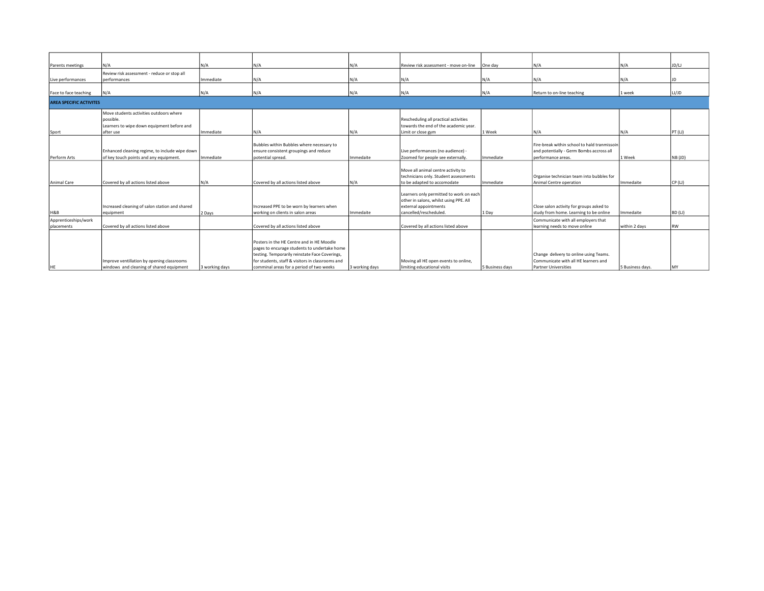| | | | | | | | | | |
|---|---|---|---|---|---|---|---|---|---|
| Parents meetings | N/A | N/A | N/A | N/A | Review risk assessment - move on-line | One day | N/A | N/A | JD/LJ |
| Live performances | Review risk assessment - reduce or stop all performances | Immediate | N/A | N/A | N/A | N/A | N/A | N/A | JD |
| Face to face teaching | N/A | N/A | N/A | N/A | N/A | N/A | Return to on-line teaching | 1 week | LJ/JD |
| **AREA SPECIFIC ACTIVITES** | | | | | | | | | |
| Sport | Move students activities outdoors where possible.<br>Learners to wipe down equipment before and after use | Immediate | N/A | N/A | Rescheduling all practical activities towards the end of the academic year. Limit or close gym | 1 Week | N/A | N/A | PT (LJ) |
| Perform Arts | Enhanced cleaning regime, to include wipe down of key touch points and any equipment. | Immediate | Bubbles within Bubbles where necessary to ensure consistent groupings and reduce potential spread. | Immedaite | Live performances (no audience) - Zoomed for people see externally. | Immediate | Fire-break within school to hald tranmissoin and potentially - Germ Bombs accross all performance areas. | 1 Week | NB (JD) |
| Animal Care | Covered by all actions listed above | N/A | Covered by all actions listed above | N/A | Move all animal centre activity to technicians only. Student assessments to be adapted to accomodate | Immediate | Organise technician team into bubbles for Animal Centre operation | Immedaite | CP (LJ) |
| H&B | Increased cleaning of salon station and shared equipment | 2 Days | Increased PPE to be worn by learners when working on clients in salon areas | Immedaite | Learners only permitted to work on each other in salons, whilst using PPE. All external appointments cancelled/rescheduled. | 1 Day | Close salon activity for groups asked to study from home. Learning to be online | Immedaite | BD (LJ) |
| Apprenticeships/work placements | Covered by all actions listed above | | Covered by all actions listed above | | Covered by all actions listed above | | Communicate with all employers that learning needs to move online | within 2 days | RW |
| HE | Improve ventillation by opening classrooms windows and cleaning of shared equipment | 3 working days | Posters in the HE Centre and in HE Moodle pages to encurage students to undertake home testing. Temporarily reinstate Face Coverings, for students, staff & visitors in classrooms and comminal areas for a period of two weeks | 3 working days | Moving all HE open events to online, limiting educational visits | 5 Business days | Change delivery to online using Teams. Communicate with all HE learners and Partner Universities | 5 Business days. | MY |